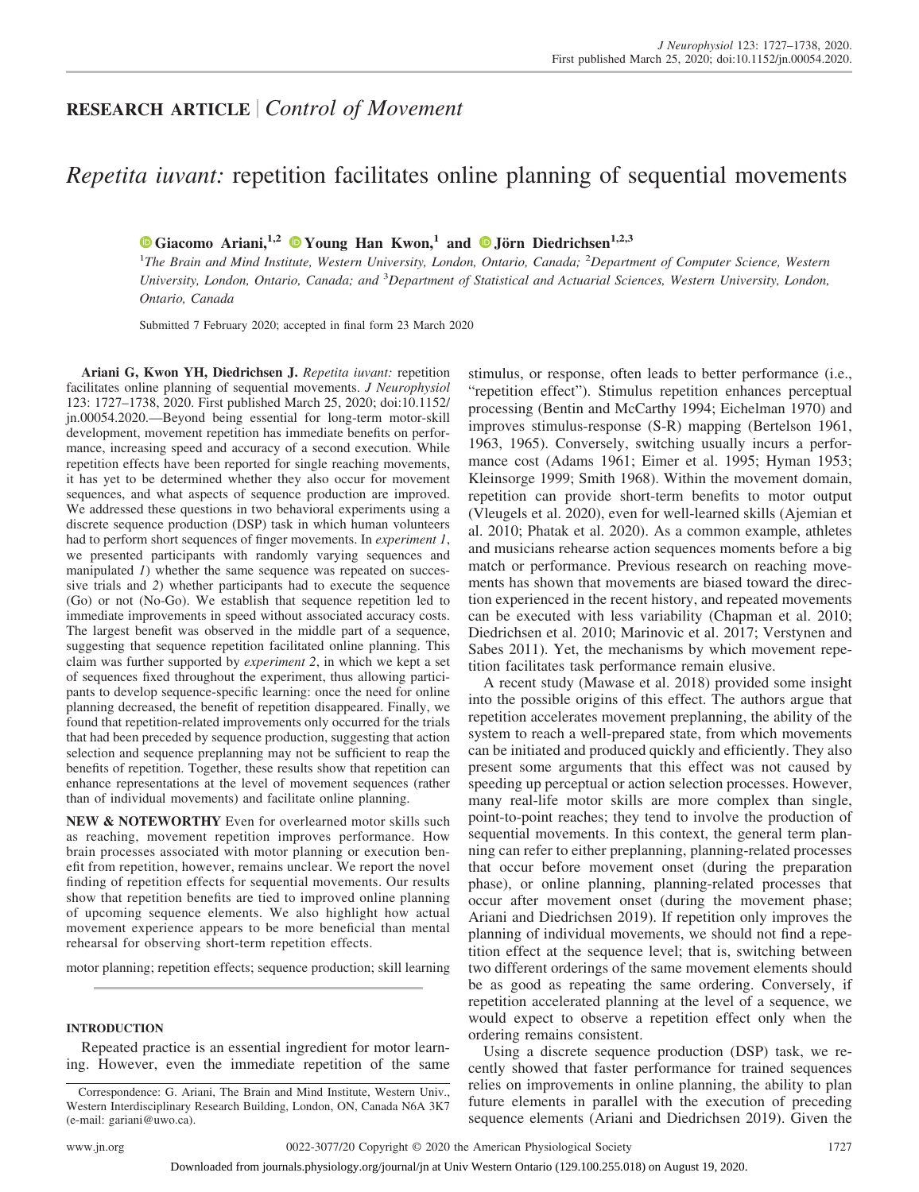## RESEARCH ARTICLE | *Control of Movement*

# *Repetita iuvant:* repetition facilitates online planning of sequential movements

**Giacomo Ariani,[1,2] Young Han Kwon,[1] and Jörn Diedrichsen[1,2,3]**

[1]The Brain and Mind Institute, Western University, London, Ontario, Canada; [2]Department of Computer Science, Western University, London, Ontario, Canada; and [3]Department of Statistical and Actuarial Sciences, Western University, London, Ontario, Canada

Submitted 7 February 2020; accepted in final form 23 March 2020

**Ariani G, Kwon YH, Diedrichsen J.** *Repetita iuvant:* repetition facilitates online planning of sequential movements. *J Neurophysiol* 123: 1727–1738, 2020. First published March 25, 2020; doi:10.1152/jn.00054.2020.—Beyond being essential for long-term motor-skill development, movement repetition has immediate benefits on performance, increasing speed and accuracy of a second execution. While repetition effects have been reported for single reaching movements, it has yet to be determined whether they also occur for movement sequences, and what aspects of sequence production are improved. We addressed these questions in two behavioral experiments using a discrete sequence production (DSP) task in which human volunteers had to perform short sequences of finger movements. In *experiment 1*, we presented participants with randomly varying sequences and manipulated *1*) whether the same sequence was repeated on successive trials and *2*) whether participants had to execute the sequence (Go) or not (No-Go). We establish that sequence repetition led to immediate improvements in speed without associated accuracy costs. The largest benefit was observed in the middle part of a sequence, suggesting that sequence repetition facilitated online planning. This claim was further supported by *experiment 2*, in which we kept a set of sequences fixed throughout the experiment, thus allowing participants to develop sequence-specific learning: once the need for online planning decreased, the benefit of repetition disappeared. Finally, we found that repetition-related improvements only occurred for the trials that had been preceded by sequence production, suggesting that action selection and sequence preplanning may not be sufficient to reap the benefits of repetition. Together, these results show that repetition can enhance representations at the level of movement sequences (rather than of individual movements) and facilitate online planning.

**NEW & NOTEWORTHY** Even for overlearned motor skills such as reaching, movement repetition improves performance. How brain processes associated with motor planning or execution benefit from repetition, however, remains unclear. We report the novel finding of repetition effects for sequential movements. Our results show that repetition benefits are tied to improved online planning of upcoming sequence elements. We also highlight how actual movement experience appears to be more beneficial than mental rehearsal for observing short-term repetition effects.

motor planning; repetition effects; sequence production; skill learning

## INTRODUCTION

Repeated practice is an essential ingredient for motor learning. However, even the immediate repetition of the same stimulus, or response, often leads to better performance (i.e., "repetition effect"). Stimulus repetition enhances perceptual processing (Bentin and McCarthy 1994; Eichelman 1970) and improves stimulus-response (S-R) mapping (Bertelson 1961, 1963, 1965). Conversely, switching usually incurs a performance cost (Adams 1961; Eimer et al. 1995; Hyman 1953; Kleinsorge 1999; Smith 1968). Within the movement domain, repetition can provide short-term benefits to motor output (Vleugels et al. 2020), even for well-learned skills (Ajemian et al. 2010; Phatak et al. 2020). As a common example, athletes and musicians rehearse action sequences moments before a big match or performance. Previous research on reaching movements has shown that movements are biased toward the direction experienced in the recent history, and repeated movements can be executed with less variability (Chapman et al. 2010; Diedrichsen et al. 2010; Marinovic et al. 2017; Verstynen and Sabes 2011). Yet, the mechanisms by which movement repetition facilitates task performance remain elusive.

A recent study (Mawase et al. 2018) provided some insight into the possible origins of this effect. The authors argue that repetition accelerates movement preplanning, the ability of the system to reach a well-prepared state, from which movements can be initiated and produced quickly and efficiently. They also present some arguments that this effect was not caused by speeding up perceptual or action selection processes. However, many real-life motor skills are more complex than single, point-to-point reaches; they tend to involve the production of sequential movements. In this context, the general term planning can refer to either preplanning, planning-related processes that occur before movement onset (during the preparation phase), or online planning, planning-related processes that occur after movement onset (during the movement phase; Ariani and Diedrichsen 2019). If repetition only improves the planning of individual movements, we should not find a repetition effect at the sequence level; that is, switching between two different orderings of the same movement elements should be as good as repeating the same ordering. Conversely, if repetition accelerated planning at the level of a sequence, we would expect to observe a repetition effect only when the ordering remains consistent.

Using a discrete sequence production (DSP) task, we recently showed that faster performance for trained sequences relies on improvements in online planning, the ability to plan future elements in parallel with the execution of preceding sequence elements (Ariani and Diedrichsen 2019). Given the

Correspondence: G. Ariani, The Brain and Mind Institute, Western Univ., Western Interdisciplinary Research Building, London, ON, Canada N6A 3K7 (e-mail: gariani@uwo.ca).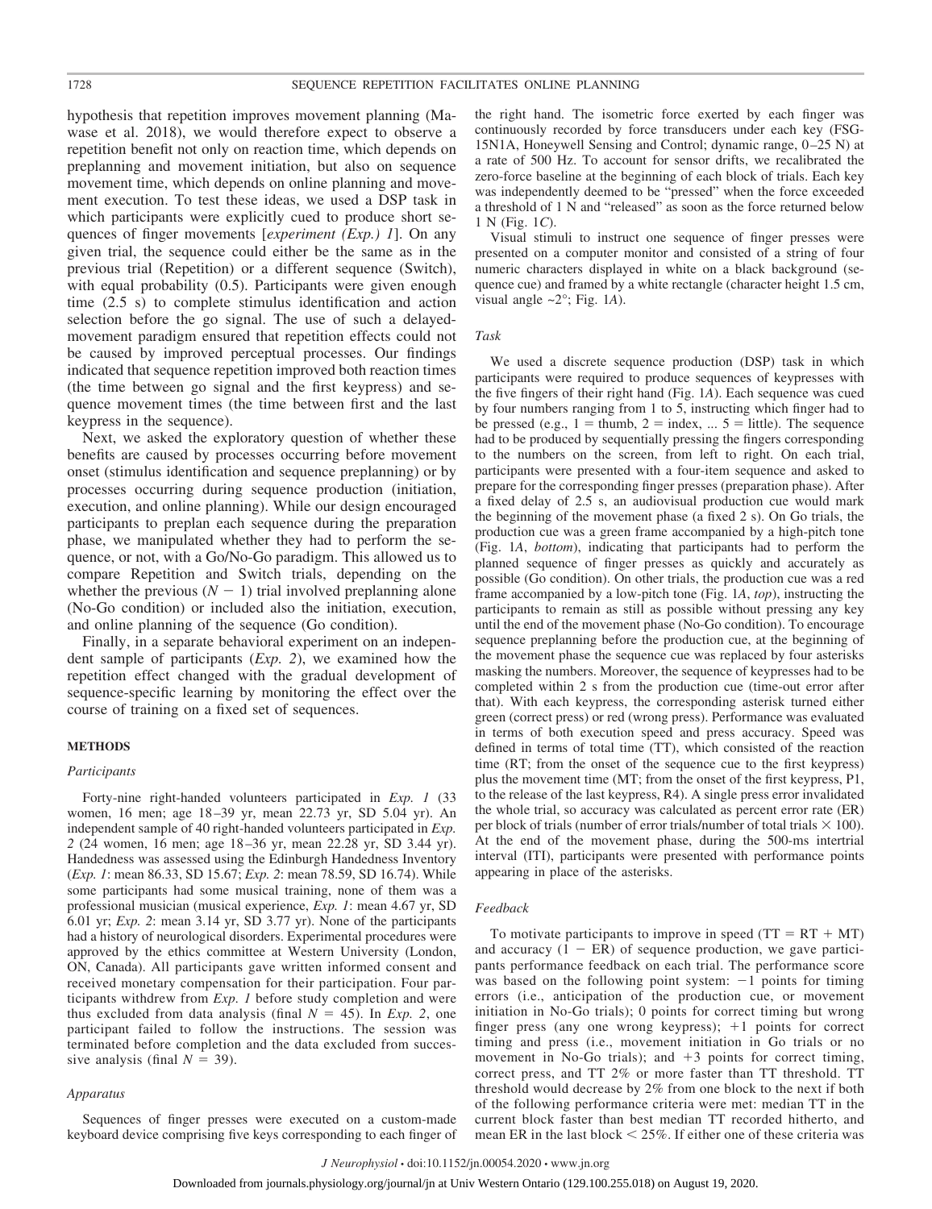hypothesis that repetition improves movement planning (Mawase et al. 2018), we would therefore expect to observe a repetition benefit not only on reaction time, which depends on preplanning and movement initiation, but also on sequence movement time, which depends on online planning and movement execution. To test these ideas, we used a DSP task in which participants were explicitly cued to produce short sequences of finger movements [*experiment (Exp.) 1*]. On any given trial, the sequence could either be the same as in the previous trial (Repetition) or a different sequence (Switch), with equal probability (0.5). Participants were given enough time (2.5 s) to complete stimulus identification and action selection before the go signal. The use of such a delayed-movement paradigm ensured that repetition effects could not be caused by improved perceptual processes. Our findings indicated that sequence repetition improved both reaction times (the time between go signal and the first keypress) and sequence movement times (the time between first and the last keypress in the sequence).

Next, we asked the exploratory question of whether these benefits are caused by processes occurring before movement onset (stimulus identification and sequence preplanning) or by processes occurring during sequence production (initiation, execution, and online planning). While our design encouraged participants to preplan each sequence during the preparation phase, we manipulated whether they had to perform the sequence, or not, with a Go/No-Go paradigm. This allowed us to compare Repetition and Switch trials, depending on the whether the previous ($N - 1$) trial involved preplanning alone (No-Go condition) or included also the initiation, execution, and online planning of the sequence (Go condition).

Finally, in a separate behavioral experiment on an independent sample of participants (*Exp. 2*), we examined how the repetition effect changed with the gradual development of sequence-specific learning by monitoring the effect over the course of training on a fixed set of sequences.

## METHODS

### Participants

Forty-nine right-handed volunteers participated in *Exp. 1* (33 women, 16 men; age 18–39 yr, mean 22.73 yr, SD 5.04 yr). An independent sample of 40 right-handed volunteers participated in *Exp. 2* (24 women, 16 men; age 18–36 yr, mean 22.28 yr, SD 3.44 yr). Handedness was assessed using the Edinburgh Handedness Inventory (*Exp. 1*: mean 86.33, SD 15.67; *Exp. 2*: mean 78.59, SD 16.74). While some participants had some musical training, none of them was a professional musician (musical experience, *Exp. 1*: mean 4.67 yr, SD 6.01 yr; *Exp. 2*: mean 3.14 yr, SD 3.77 yr). None of the participants had a history of neurological disorders. Experimental procedures were approved by the ethics committee at Western University (London, ON, Canada). All participants gave written informed consent and received monetary compensation for their participation. Four participants withdrew from *Exp. 1* before study completion and were thus excluded from data analysis (final $N = 45$). In *Exp. 2*, one participant failed to follow the instructions. The session was terminated before completion and the data excluded from successive analysis (final $N = 39$).

### Apparatus

Sequences of finger presses were executed on a custom-made keyboard device comprising five keys corresponding to each finger of the right hand. The isometric force exerted by each finger was continuously recorded by force transducers under each key (FSG-15N1A, Honeywell Sensing and Control; dynamic range, 0–25 N) at a rate of 500 Hz. To account for sensor drifts, we recalibrated the zero-force baseline at the beginning of each block of trials. Each key was independently deemed to be "pressed" when the force exceeded a threshold of 1 N and "released" as soon as the force returned below 1 N (Fig. 1*C*).

Visual stimuli to instruct one sequence of finger presses were presented on a computer monitor and consisted of a string of four numeric characters displayed in white on a black background (sequence cue) and framed by a white rectangle (character height 1.5 cm, visual angle ~2°; Fig. 1*A*).

### Task

We used a discrete sequence production (DSP) task in which participants were required to produce sequences of keypresses with the five fingers of their right hand (Fig. 1*A*). Each sequence was cued by four numbers ranging from 1 to 5, instructing which finger had to be pressed (e.g., 1 = thumb, 2 = index, ... 5 = little). The sequence had to be produced by sequentially pressing the fingers corresponding to the numbers on the screen, from left to right. On each trial, participants were presented with a four-item sequence and asked to prepare for the corresponding finger presses (preparation phase). After a fixed delay of 2.5 s, an audiovisual production cue would mark the beginning of the movement phase (a fixed 2 s). On Go trials, the production cue was a green frame accompanied by a high-pitch tone (Fig. 1*A*, *bottom*), indicating that participants had to perform the planned sequence of finger presses as quickly and accurately as possible (Go condition). On other trials, the production cue was a red frame accompanied by a low-pitch tone (Fig. 1*A*, *top*), instructing the participants to remain as still as possible without pressing any key until the end of the movement phase (No-Go condition). To encourage sequence preplanning before the production cue, at the beginning of the movement phase the sequence cue was replaced by four asterisks masking the numbers. Moreover, the sequence of keypresses had to be completed within 2 s from the production cue (time-out error after that). With each keypress, the corresponding asterisk turned either green (correct press) or red (wrong press). Performance was evaluated in terms of both execution speed and press accuracy. Speed was defined in terms of total time (TT), which consisted of the reaction time (RT; from the onset of the sequence cue to the first keypress) plus the movement time (MT; from the onset of the first keypress, P1, to the release of the last keypress, R4). A single press error invalidated the whole trial, so accuracy was calculated as percent error rate (ER) per block of trials (number of error trials/number of total trials $\times$ 100). At the end of the movement phase, during the 500-ms intertrial interval (ITI), participants were presented with performance points appearing in place of the asterisks.

### Feedback

To motivate participants to improve in speed ($TT = RT + MT$) and accuracy ($1 - ER$) of sequence production, we gave participants performance feedback on each trial. The performance score was based on the following point system: $-1$ points for timing errors (i.e., anticipation of the production cue, or movement initiation in No-Go trials); 0 points for correct timing but wrong finger press (any one wrong keypress); +1 points for correct timing and press (i.e., movement initiation in Go trials or no movement in No-Go trials); and +3 points for correct timing, correct press, and TT 2% or more faster than TT threshold. TT threshold would decrease by 2% from one block to the next if both of the following performance criteria were met: median TT in the current block faster than best median TT recorded hitherto, and mean ER in the last block < 25%. If either one of these criteria was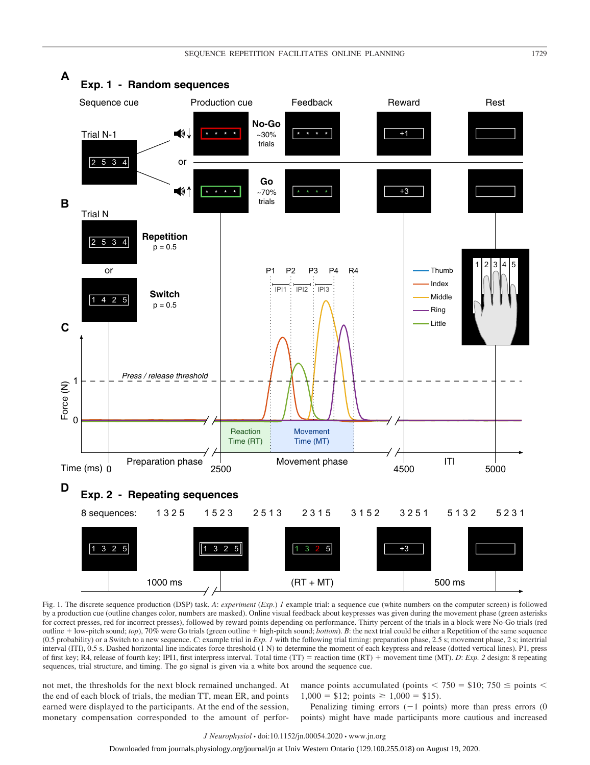Fig. 1. The discrete sequence production (DSP) task. *A*: *experiment* (*Exp.*) *1* example trial: a sequence cue (white numbers on the computer screen) is followed by a production cue (outline changes color, numbers are masked). Online visual feedback about keypresses was given during the movement phase (green asterisks for correct presses, red for incorrect presses), followed by reward points depending on performance. Thirty percent of the trials in a block were No-Go trials (red outline + low-pitch sound; *top*), 70% were Go trials (green outline + high-pitch sound; *bottom*). *B*: the next trial could be either a Repetition of the same sequence (0.5 probability) or a Switch to a new sequence. *C*: example trial in *Exp. 1* with the following trial timing: preparation phase, 2.5 s; movement phase, 2 s; intertrial interval (ITI), 0.5 s. Dashed horizontal line indicates force threshold (1 N) to determine the moment of each keypress and release (dotted vertical lines). P1, press of first key; R4, release of fourth key; IPI1, first interpress interval. Total time (TT) = reaction time (RT) + movement time (MT). *D*: *Exp. 2* design: 8 repeating sequences, trial structure, and timing. The go signal is given via a white box around the sequence cue.

not met, the thresholds for the next block remained unchanged. At the end of each block of trials, the median TT, mean ER, and points earned were displayed to the participants. At the end of the session, monetary compensation corresponded to the amount of performance points accumulated (points $< 750$ = \$10; $750 \leq$ points $< 1{,}000$ = \$12; points $\geq 1{,}000$ = \$15).

Penalizing timing errors ($-1$ points) more than press errors (0 points) might have made participants more cautious and increased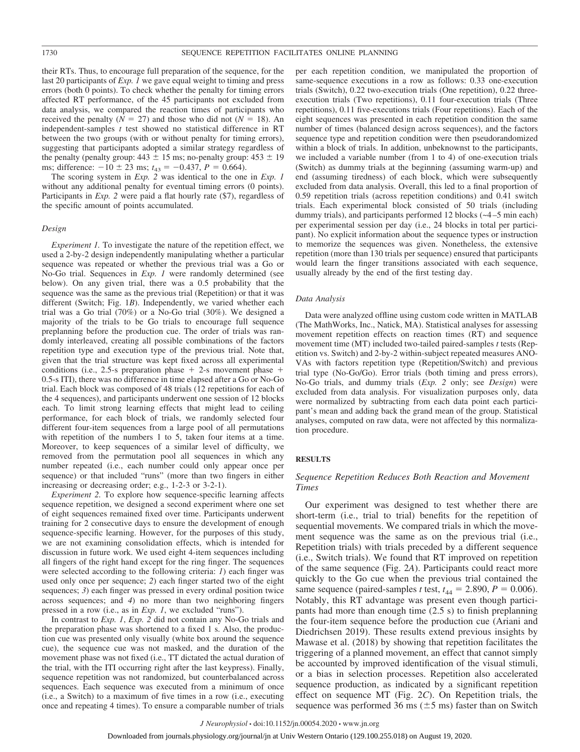their RTs. Thus, to encourage full preparation of the sequence, for the last 20 participants of *Exp. 1* we gave equal weight to timing and press errors (both 0 points). To check whether the penalty for timing errors affected RT performance, of the 45 participants not excluded from data analysis, we compared the reaction times of participants who received the penalty ($N = 27$) and those who did not ($N = 18$). An independent-samples *t* test showed no statistical difference in RT between the two groups (with or without penalty for timing errors), suggesting that participants adopted a similar strategy regardless of the penalty (penalty group: $443 \pm 15$ ms; no-penalty group: $453 \pm 19$ ms; difference: $-10 \pm 23$ ms; $t_{43} = -0.437$, $P = 0.664$).

The scoring system in *Exp. 2* was identical to the one in *Exp. 1* without any additional penalty for eventual timing errors (0 points). Participants in *Exp. 2* were paid a flat hourly rate ($7), regardless of the specific amount of points accumulated.

### *Design*

*Experiment 1.* To investigate the nature of the repetition effect, we used a 2-by-2 design independently manipulating whether a particular sequence was repeated or whether the previous trial was a Go or No-Go trial. Sequences in *Exp. 1* were randomly determined (see below). On any given trial, there was a 0.5 probability that the sequence was the same as the previous trial (Repetition) or that it was different (Switch; Fig. 1*B*). Independently, we varied whether each trial was a Go trial (70%) or a No-Go trial (30%). We designed a majority of the trials to be Go trials to encourage full sequence preplanning before the production cue. The order of trials was randomly interleaved, creating all possible combinations of the factors repetition type and execution type of the previous trial. Note that, given that the trial structure was kept fixed across all experimental conditions (i.e., 2.5-s preparation phase + 2-s movement phase + 0.5-s ITI), there was no difference in time elapsed after a Go or No-Go trial. Each block was composed of 48 trials (12 repetitions for each of the 4 sequences), and participants underwent one session of 12 blocks each. To limit strong learning effects that might lead to ceiling performance, for each block of trials, we randomly selected four different four-item sequences from a large pool of all permutations with repetition of the numbers 1 to 5, taken four items at a time. Moreover, to keep sequences of a similar level of difficulty, we removed from the permutation pool all sequences in which any number repeated (i.e., each number could only appear once per sequence) or that included "runs" (more than two fingers in either increasing or decreasing order; e.g., 1-2-3 or 3-2-1).

*Experiment 2.* To explore how sequence-specific learning affects sequence repetition, we designed a second experiment where one set of eight sequences remained fixed over time. Participants underwent training for 2 consecutive days to ensure the development of enough sequence-specific learning. However, for the purposes of this study, we are not examining consolidation effects, which is intended for discussion in future work. We used eight 4-item sequences including all fingers of the right hand except for the ring finger. The sequences were selected according to the following criteria: *1*) each finger was used only once per sequence; *2*) each finger started two of the eight sequences; *3*) each finger was pressed in every ordinal position twice across sequences; and *4*) no more than two neighboring fingers pressed in a row (i.e., as in *Exp. 1*, we excluded "runs").

In contrast to *Exp. 1*, *Exp. 2* did not contain any No-Go trials and the preparation phase was shortened to a fixed 1 s. Also, the production cue was presented only visually (white box around the sequence cue), the sequence cue was not masked, and the duration of the movement phase was not fixed (i.e., TT dictated the actual duration of the trial, with the ITI occurring right after the last keypress). Finally, sequence repetition was not randomized, but counterbalanced across sequences. Each sequence was executed from a minimum of once (i.e., a Switch) to a maximum of five times in a row (i.e., executing once and repeating 4 times). To ensure a comparable number of trials per each repetition condition, we manipulated the proportion of same-sequence executions in a row as follows: 0.33 one-execution trials (Switch), 0.22 two-execution trials (One repetition), 0.22 three-execution trials (Two repetitions), 0.11 four-execution trials (Three repetitions), 0.11 five-executions trials (Four repetitions). Each of the eight sequences was presented in each repetition condition the same number of times (balanced design across sequences), and the factors sequence type and repetition condition were then pseudorandomized within a block of trials. In addition, unbeknownst to the participants, we included a variable number (from 1 to 4) of one-execution trials (Switch) as dummy trials at the beginning (assuming warm-up) and end (assuming tiredness) of each block, which were subsequently excluded from data analysis. Overall, this led to a final proportion of 0.59 repetition trials (across repetition conditions) and 0.41 switch trials. Each experimental block consisted of 50 trials (including dummy trials), and participants performed 12 blocks (~4–5 min each) per experimental session per day (i.e., 24 blocks in total per participant). No explicit information about the sequence types or instruction to memorize the sequences was given. Nonetheless, the extensive repetition (more than 130 trials per sequence) ensured that participants would learn the finger transitions associated with each sequence, usually already by the end of the first testing day.

### *Data Analysis*

Data were analyzed offline using custom code written in MATLAB (The MathWorks, Inc., Natick, MA). Statistical analyses for assessing movement repetition effects on reaction times (RT) and sequence movement time (MT) included two-tailed paired-samples *t* tests (Repetition vs. Switch) and 2-by-2 within-subject repeated measures ANOVAs with factors repetition type (Repetition/Switch) and previous trial type (No-Go/Go). Error trials (both timing and press errors), No-Go trials, and dummy trials (*Exp. 2* only; see *Design*) were excluded from data analysis. For visualization purposes only, data were normalized by subtracting from each data point each participant's mean and adding back the grand mean of the group. Statistical analyses, computed on raw data, were not affected by this normalization procedure.

## RESULTS

### *Sequence Repetition Reduces Both Reaction and Movement Times*

Our experiment was designed to test whether there are short-term (i.e., trial to trial) benefits for the repetition of sequential movements. We compared trials in which the movement sequence was the same as on the previous trial (i.e., Repetition trials) with trials preceded by a different sequence (i.e., Switch trials). We found that RT improved on repetition of the same sequence (Fig. 2*A*). Participants could react more quickly to the Go cue when the previous trial contained the same sequence (paired-samples *t* test, $t_{44} = 2.890$, $P = 0.006$). Notably, this RT advantage was present even though participants had more than enough time (2.5 s) to finish preplanning the four-item sequence before the production cue (Ariani and Diedrichsen 2019). These results extend previous insights by Mawase et al. (2018) by showing that repetition facilitates the triggering of a planned movement, an effect that cannot simply be accounted by improved identification of the visual stimuli, or a bias in selection processes. Repetition also accelerated sequence production, as indicated by a significant repetition effect on sequence MT (Fig. 2*C*). On Repetition trials, the sequence was performed 36 ms ($\pm 5$ ms) faster than on Switch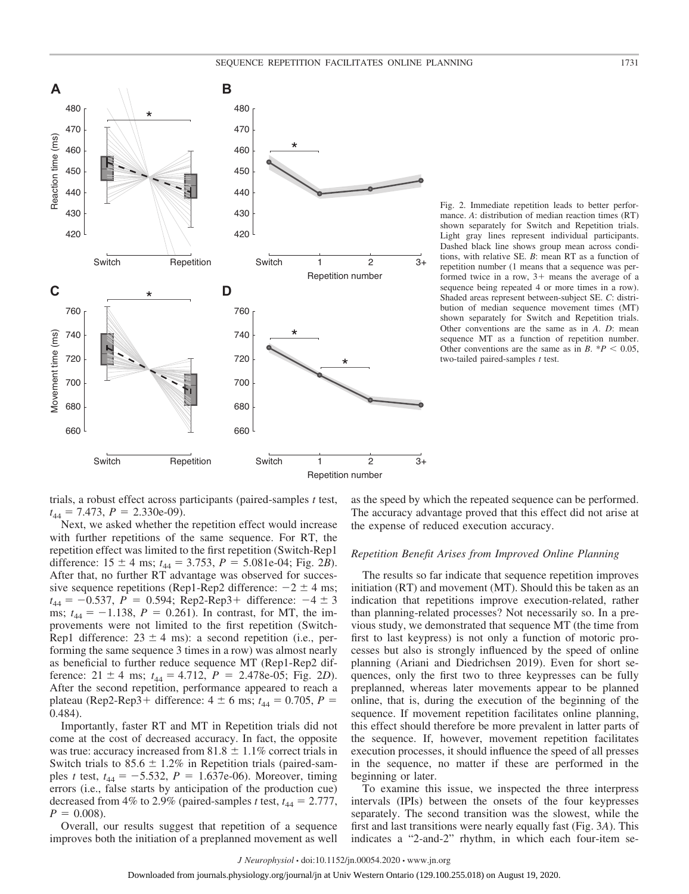Fig. 2. Immediate repetition leads to better performance. *A*: distribution of median reaction times (RT) shown separately for Switch and Repetition trials. Light gray lines represent individual participants. Dashed black line shows group mean across conditions, with relative SE. *B*: mean RT as a function of repetition number (1 means that a sequence was performed twice in a row, 3+ means the average of a sequence being repeated 4 or more times in a row). Shaded areas represent between-subject SE. *C*: distribution of median sequence movement times (MT) shown separately for Switch and Repetition trials. Other conventions are the same as in *A*. *D*: mean sequence MT as a function of repetition number. Other conventions are the same as in *B*. $*P < 0.05$, two-tailed paired-samples *t* test.

trials, a robust effect across participants (paired-samples *t* test, $t_{44} = 7.473$, $P = 2.330e\text{-}09$).

Next, we asked whether the repetition effect would increase with further repetitions of the same sequence. For RT, the repetition effect was limited to the first repetition (Switch-Rep1 difference: $15 \pm 4$ ms; $t_{44} = 3.753$, $P = 5.081e\text{-}04$; Fig. 2*B*). After that, no further RT advantage was observed for successive sequence repetitions (Rep1-Rep2 difference: $-2 \pm 4$ ms; $t_{44} = -0.537$, $P = 0.594$; Rep2-Rep3+ difference: $-4 \pm 3$ ms; $t_{44} = -1.138$, $P = 0.261$). In contrast, for MT, the improvements were not limited to the first repetition (Switch-Rep1 difference: $23 \pm 4$ ms): a second repetition (i.e., performing the same sequence 3 times in a row) was almost nearly as beneficial to further reduce sequence MT (Rep1-Rep2 difference: $21 \pm 4$ ms; $t_{44} = 4.712$, $P = 2.478e\text{-}05$; Fig. 2*D*). After the second repetition, performance appeared to reach a plateau (Rep2-Rep3+ difference: $4 \pm 6$ ms; $t_{44} = 0.705$, $P = 0.484$).

Importantly, faster RT and MT in Repetition trials did not come at the cost of decreased accuracy. In fact, the opposite was true: accuracy increased from $81.8 \pm 1.1\%$ correct trials in Switch trials to $85.6 \pm 1.2\%$ in Repetition trials (paired-samples *t* test, $t_{44} = -5.532$, $P = 1.637e\text{-}06$). Moreover, timing errors (i.e., false starts by anticipation of the production cue) decreased from 4% to 2.9% (paired-samples *t* test, $t_{44} = 2.777$, $P = 0.008$).

Overall, our results suggest that repetition of a sequence improves both the initiation of a preplanned movement as well as the speed by which the repeated sequence can be performed. The accuracy advantage proved that this effect did not arise at the expense of reduced execution accuracy.

### *Repetition Benefit Arises from Improved Online Planning*

The results so far indicate that sequence repetition improves initiation (RT) and movement (MT). Should this be taken as an indication that repetitions improve execution-related, rather than planning-related processes? Not necessarily so. In a previous study, we demonstrated that sequence MT (the time from first to last keypress) is not only a function of motoric processes but also is strongly influenced by the speed of online planning (Ariani and Diedrichsen 2019). Even for short sequences, only the first two to three keypresses can be fully preplanned, whereas later movements appear to be planned online, that is, during the execution of the beginning of the sequence. If movement repetition facilitates online planning, this effect should therefore be more prevalent in latter parts of the sequence. If, however, movement repetition facilitates execution processes, it should influence the speed of all presses in the sequence, no matter if these are performed in the beginning or later.

To examine this issue, we inspected the three interpress intervals (IPIs) between the onsets of the four keypresses separately. The second transition was the slowest, while the first and last transitions were nearly equally fast (Fig. 3*A*). This indicates a "2-and-2" rhythm, in which each four-item se-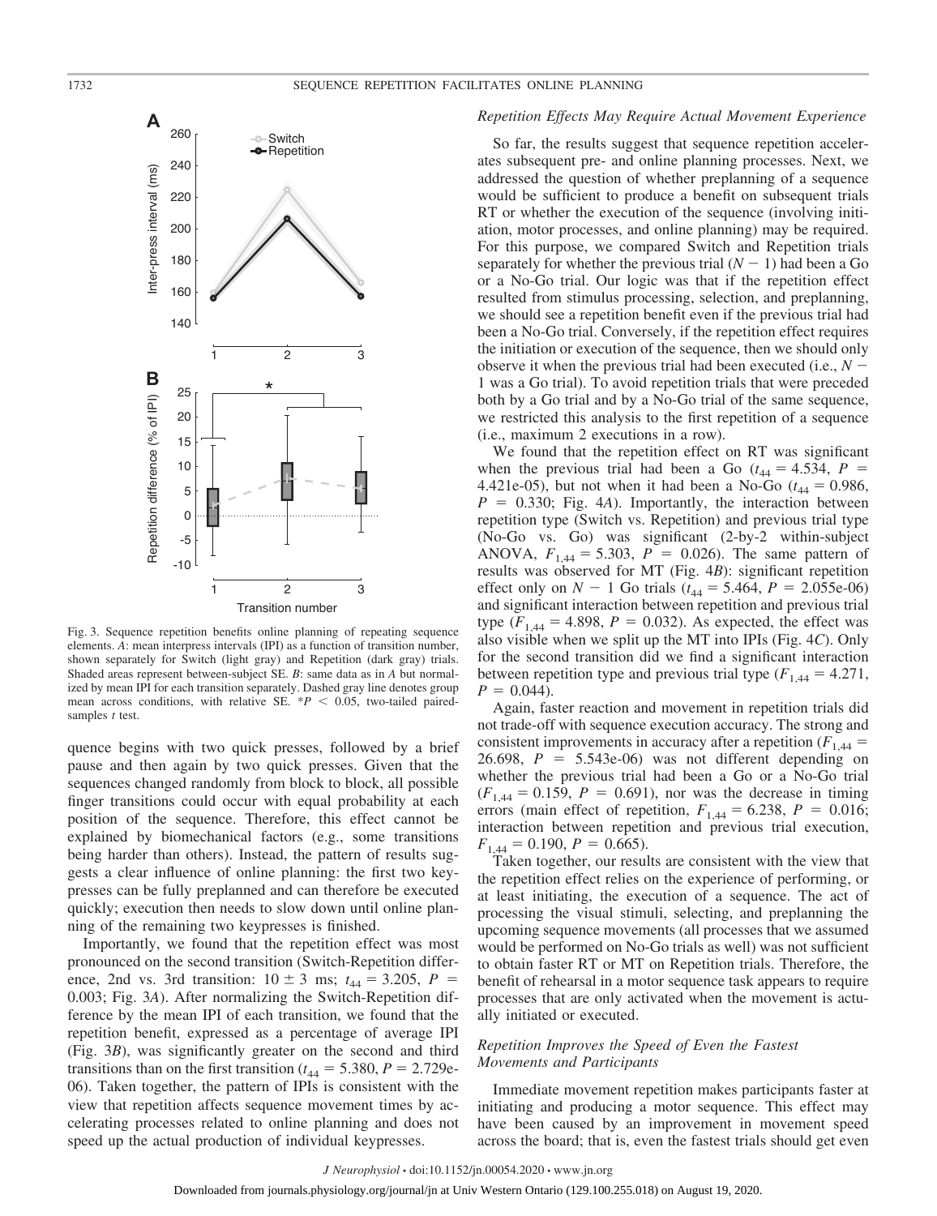Fig. 3. Sequence repetition benefits online planning of repeating sequence elements. *A*: mean interpress intervals (IPI) as a function of transition number, shown separately for Switch (light gray) and Repetition (dark gray) trials. Shaded areas represent between-subject SE. *B*: same data as in *A* but normalized by mean IPI for each transition separately. Dashed gray line denotes group mean across conditions, with relative SE. $^*P < 0.05$, two-tailed paired-samples *t* test.

quence begins with two quick presses, followed by a brief pause and then again by two quick presses. Given that the sequences changed randomly from block to block, all possible finger transitions could occur with equal probability at each position of the sequence. Therefore, this effect cannot be explained by biomechanical factors (e.g., some transitions being harder than others). Instead, the pattern of results suggests a clear influence of online planning: the first two keypresses can be fully preplanned and can therefore be executed quickly; execution then needs to slow down until online planning of the remaining two keypresses is finished.

Importantly, we found that the repetition effect was most pronounced on the second transition (Switch-Repetition difference, 2nd vs. 3rd transition: $10 \pm 3$ ms; $t_{44} = 3.205$, $P = 0.003$; Fig. 3*A*). After normalizing the Switch-Repetition difference by the mean IPI of each transition, we found that the repetition benefit, expressed as a percentage of average IPI (Fig. 3*B*), was significantly greater on the second and third transitions than on the first transition ($t_{44} = 5.380$, $P = 2.729\text{e-}06$). Taken together, the pattern of IPIs is consistent with the view that repetition affects sequence movement times by accelerating processes related to online planning and does not speed up the actual production of individual keypresses.

### *Repetition Effects May Require Actual Movement Experience*

So far, the results suggest that sequence repetition accelerates subsequent pre- and online planning processes. Next, we addressed the question of whether preplanning of a sequence would be sufficient to produce a benefit on subsequent trials RT or whether the execution of the sequence (involving initiation, motor processes, and online planning) may be required. For this purpose, we compared Switch and Repetition trials separately for whether the previous trial ($N - 1$) had been a Go or a No-Go trial. Our logic was that if the repetition effect resulted from stimulus processing, selection, and preplanning, we should see a repetition benefit even if the previous trial had been a No-Go trial. Conversely, if the repetition effect requires the initiation or execution of the sequence, then we should only observe it when the previous trial had been executed (i.e., $N - 1$ was a Go trial). To avoid repetition trials that were preceded both by a Go trial and by a No-Go trial of the same sequence, we restricted this analysis to the first repetition of a sequence (i.e., maximum 2 executions in a row).

We found that the repetition effect on RT was significant when the previous trial had been a Go ($t_{44} = 4.534$, $P = 4.421\text{e-}05$), but not when it had been a No-Go ($t_{44} = 0.986$, $P = 0.330$; Fig. 4*A*). Importantly, the interaction between repetition type (Switch vs. Repetition) and previous trial type (No-Go vs. Go) was significant (2-by-2 within-subject ANOVA, $F_{1,44} = 5.303$, $P = 0.026$). The same pattern of results was observed for MT (Fig. 4*B*): significant repetition effect only on $N - 1$ Go trials ($t_{44} = 5.464$, $P = 2.055\text{e-}06$) and significant interaction between repetition and previous trial type ($F_{1,44} = 4.898$, $P = 0.032$). As expected, the effect was also visible when we split up the MT into IPIs (Fig. 4*C*). Only for the second transition did we find a significant interaction between repetition type and previous trial type ($F_{1,44} = 4.271$, $P = 0.044$).

Again, faster reaction and movement in repetition trials did not trade-off with sequence execution accuracy. The strong and consistent improvements in accuracy after a repetition ($F_{1,44} = 26.698$, $P = 5.543\text{e-}06$) was not different depending on whether the previous trial had been a Go or a No-Go trial ($F_{1,44} = 0.159$, $P = 0.691$), nor was the decrease in timing errors (main effect of repetition, $F_{1,44} = 6.238$, $P = 0.016$; interaction between repetition and previous trial execution, $F_{1,44} = 0.190$, $P = 0.665$).

Taken together, our results are consistent with the view that the repetition effect relies on the experience of performing, or at least initiating, the execution of a sequence. The act of processing the visual stimuli, selecting, and preplanning the upcoming sequence movements (all processes that we assumed would be performed on No-Go trials as well) was not sufficient to obtain faster RT or MT on Repetition trials. Therefore, the benefit of rehearsal in a motor sequence task appears to require processes that are only activated when the movement is actually initiated or executed.

### *Repetition Improves the Speed of Even the Fastest Movements and Participants*

Immediate movement repetition makes participants faster at initiating and producing a motor sequence. This effect may have been caused by an improvement in movement speed across the board; that is, even the fastest trials should get even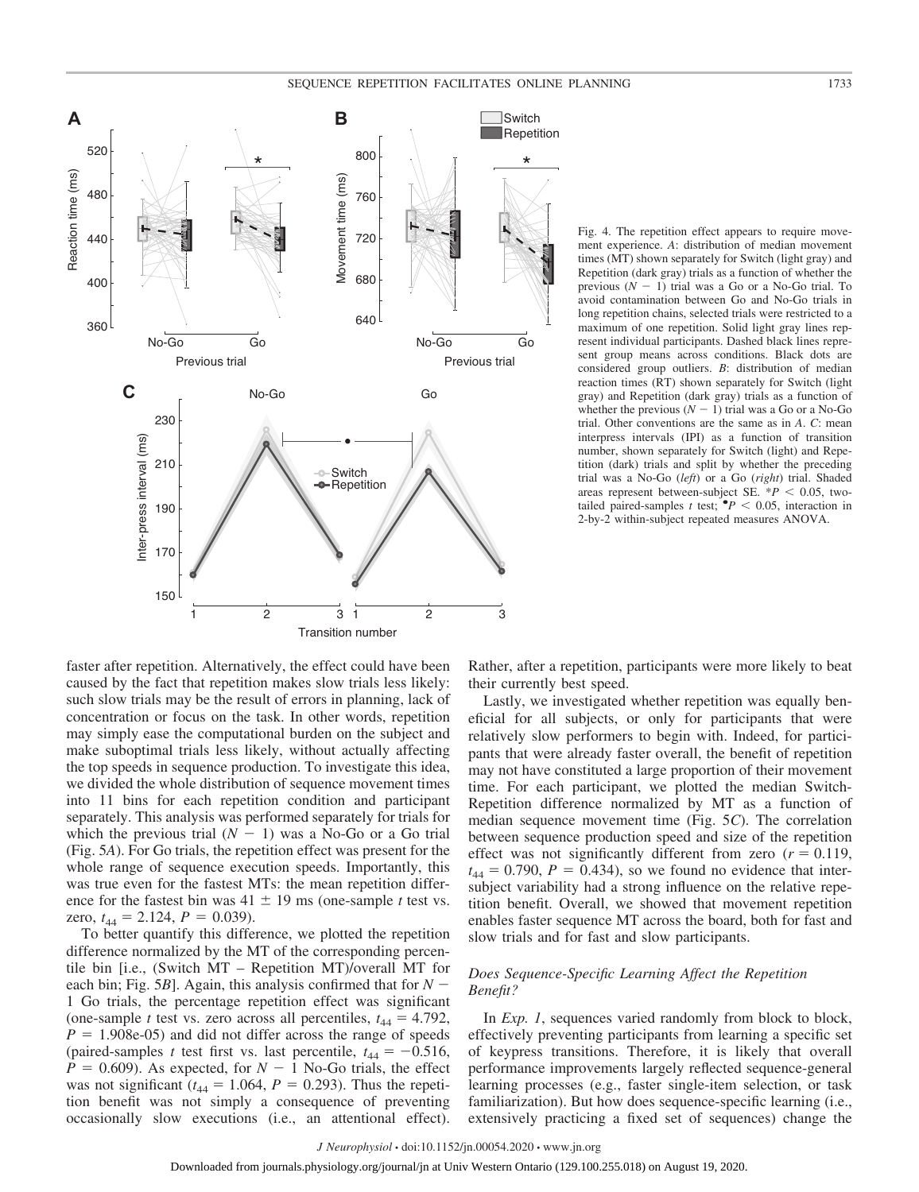Fig. 4. The repetition effect appears to require movement experience. *A*: distribution of median movement times (MT) shown separately for Switch (light gray) and Repetition (dark gray) trials as a function of whether the previous ($N - 1$) trial was a Go or a No-Go trial. To avoid contamination between Go and No-Go trials in long repetition chains, selected trials were restricted to a maximum of one repetition. Solid light gray lines represent individual participants. Dashed black lines represent group means across conditions. Black dots are considered group outliers. *B*: distribution of median reaction times (RT) shown separately for Switch (light gray) and Repetition (dark gray) trials as a function of whether the previous ($N - 1$) trial was a Go or a No-Go trial. Other conventions are the same as in *A*. *C*: mean interpress intervals (IPI) as a function of transition number, shown separately for Switch (light) and Repetition (dark) trials and split by whether the preceding trial was a No-Go (*left*) or a Go (*right*) trial. Shaded areas represent between-subject SE. *$P < 0.05$, two-tailed paired-samples *t* test; •$P < 0.05$, interaction in 2-by-2 within-subject repeated measures ANOVA.

faster after repetition. Alternatively, the effect could have been caused by the fact that repetition makes slow trials less likely: such slow trials may be the result of errors in planning, lack of concentration or focus on the task. In other words, repetition may simply ease the computational burden on the subject and make suboptimal trials less likely, without actually affecting the top speeds in sequence production. To investigate this idea, we divided the whole distribution of sequence movement times into 11 bins for each repetition condition and participant separately. This analysis was performed separately for trials for which the previous trial ($N - 1$) was a No-Go or a Go trial (Fig. 5*A*). For Go trials, the repetition effect was present for the whole range of sequence execution speeds. Importantly, this was true even for the fastest MTs: the mean repetition difference for the fastest bin was 41 ± 19 ms (one-sample *t* test vs. zero, $t_{44} = 2.124$, $P = 0.039$).

To better quantify this difference, we plotted the repetition difference normalized by the MT of the corresponding percentile bin [i.e., (Switch MT – Repetition MT)/overall MT for each bin; Fig. 5*B*]. Again, this analysis confirmed that for $N - 1$ Go trials, the percentage repetition effect was significant (one-sample *t* test vs. zero across all percentiles, $t_{44} = 4.792$, $P = 1.908\text{e-}05$) and did not differ across the range of speeds (paired-samples *t* test first vs. last percentile, $t_{44} = -0.516$, $P = 0.609$). As expected, for $N - 1$ No-Go trials, the effect was not significant ($t_{44} = 1.064$, $P = 0.293$). Thus the repetition benefit was not simply a consequence of preventing occasionally slow executions (i.e., an attentional effect). Rather, after a repetition, participants were more likely to beat their currently best speed.

Lastly, we investigated whether repetition was equally beneficial for all subjects, or only for participants that were relatively slow performers to begin with. Indeed, for participants that were already faster overall, the benefit of repetition may not have constituted a large proportion of their movement time. For each participant, we plotted the median Switch-Repetition difference normalized by MT as a function of median sequence movement time (Fig. 5*C*). The correlation between sequence production speed and size of the repetition effect was not significantly different from zero ($r = 0.119$, $t_{44} = 0.790$, $P = 0.434$), so we found no evidence that intersubject variability had a strong influence on the relative repetition benefit. Overall, we showed that movement repetition enables faster sequence MT across the board, both for fast and slow trials and for fast and slow participants.

### *Does Sequence-Specific Learning Affect the Repetition Benefit?*

In *Exp. 1*, sequences varied randomly from block to block, effectively preventing participants from learning a specific set of keypress transitions. Therefore, it is likely that overall performance improvements largely reflected sequence-general learning processes (e.g., faster single-item selection, or task familiarization). But how does sequence-specific learning (i.e., extensively practicing a fixed set of sequences) change the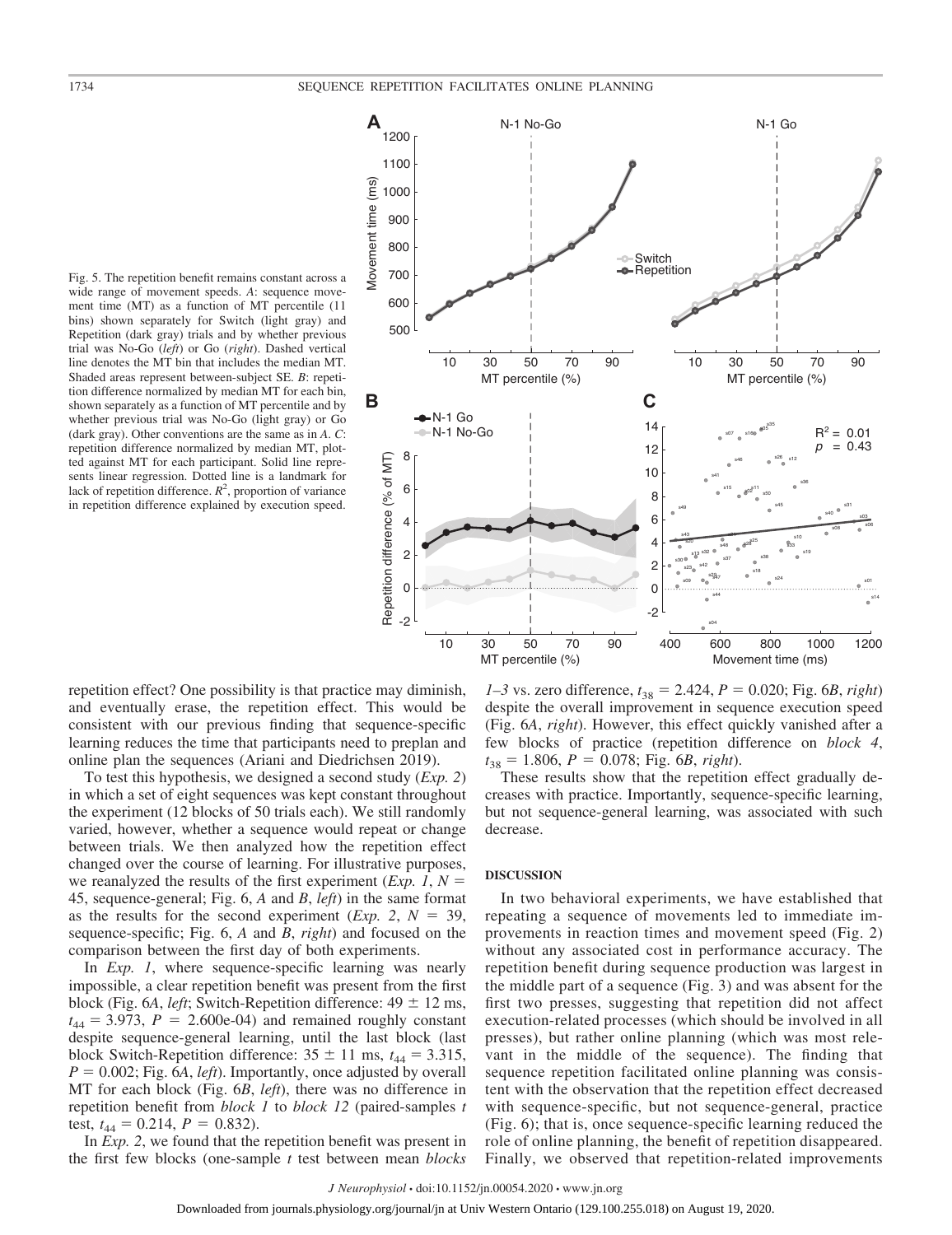Fig. 5. The repetition benefit remains constant across a wide range of movement speeds. *A*: sequence movement time (MT) as a function of MT percentile (11 bins) shown separately for Switch (light gray) and Repetition (dark gray) trials and by whether previous trial was No-Go (*left*) or Go (*right*). Dashed vertical line denotes the MT bin that includes the median MT. Shaded areas represent between-subject SE. *B*: repetition difference normalized by median MT for each bin, shown separately as a function of MT percentile and by whether previous trial was No-Go (light gray) or Go (dark gray). Other conventions are the same as in *A*. *C*: repetition difference normalized by median MT, plotted against MT for each participant. Solid line represents linear regression. Dotted line is a landmark for lack of repetition difference. $R^2$, proportion of variance in repetition difference explained by execution speed.

repetition effect? One possibility is that practice may diminish, and eventually erase, the repetition effect. This would be consistent with our previous finding that sequence-specific learning reduces the time that participants need to preplan and online plan the sequences (Ariani and Diedrichsen 2019).

To test this hypothesis, we designed a second study (*Exp. 2*) in which a set of eight sequences was kept constant throughout the experiment (12 blocks of 50 trials each). We still randomly varied, however, whether a sequence would repeat or change between trials. We then analyzed how the repetition effect changed over the course of learning. For illustrative purposes, we reanalyzed the results of the first experiment (*Exp. 1*, $N = 45$, sequence-general; Fig. 6, *A* and *B*, *left*) in the same format as the results for the second experiment (*Exp. 2*, $N = 39$, sequence-specific; Fig. 6, *A* and *B*, *right*) and focused on the comparison between the first day of both experiments.

In *Exp. 1*, where sequence-specific learning was nearly impossible, a clear repetition benefit was present from the first block (Fig. 6*A*, *left*; Switch-Repetition difference: $49 \pm 12$ ms, $t_{44} = 3.973$, $P = 2.600\text{e-}04$) and remained roughly constant despite sequence-general learning, until the last block (last block Switch-Repetition difference: $35 \pm 11$ ms, $t_{44} = 3.315$, $P = 0.002$; Fig. 6*A*, *left*). Importantly, once adjusted by overall MT for each block (Fig. 6*B*, *left*), there was no difference in repetition benefit from *block 1* to *block 12* (paired-samples *t* test, $t_{44} = 0.214$, $P = 0.832$).

In *Exp. 2*, we found that the repetition benefit was present in the first few blocks (one-sample *t* test between mean *blocks 1–3* vs. zero difference, $t_{38} = 2.424$, $P = 0.020$; Fig. 6*B*, *right*) despite the overall improvement in sequence execution speed (Fig. 6*A*, *right*). However, this effect quickly vanished after a few blocks of practice (repetition difference on *block 4*, $t_{38} = 1.806$, $P = 0.078$; Fig. 6*B*, *right*).

These results show that the repetition effect gradually decreases with practice. Importantly, sequence-specific learning, but not sequence-general learning, was associated with such decrease.

## DISCUSSION

In two behavioral experiments, we have established that repeating a sequence of movements led to immediate improvements in reaction times and movement speed (Fig. 2) without any associated cost in performance accuracy. The repetition benefit during sequence production was largest in the middle part of a sequence (Fig. 3) and was absent for the first two presses, suggesting that repetition did not affect execution-related processes (which should be involved in all presses), but rather online planning (which was most relevant in the middle of the sequence). The finding that sequence repetition facilitated online planning was consistent with the observation that the repetition effect decreased with sequence-specific, but not sequence-general, practice (Fig. 6); that is, once sequence-specific learning reduced the role of online planning, the benefit of repetition disappeared. Finally, we observed that repetition-related improvements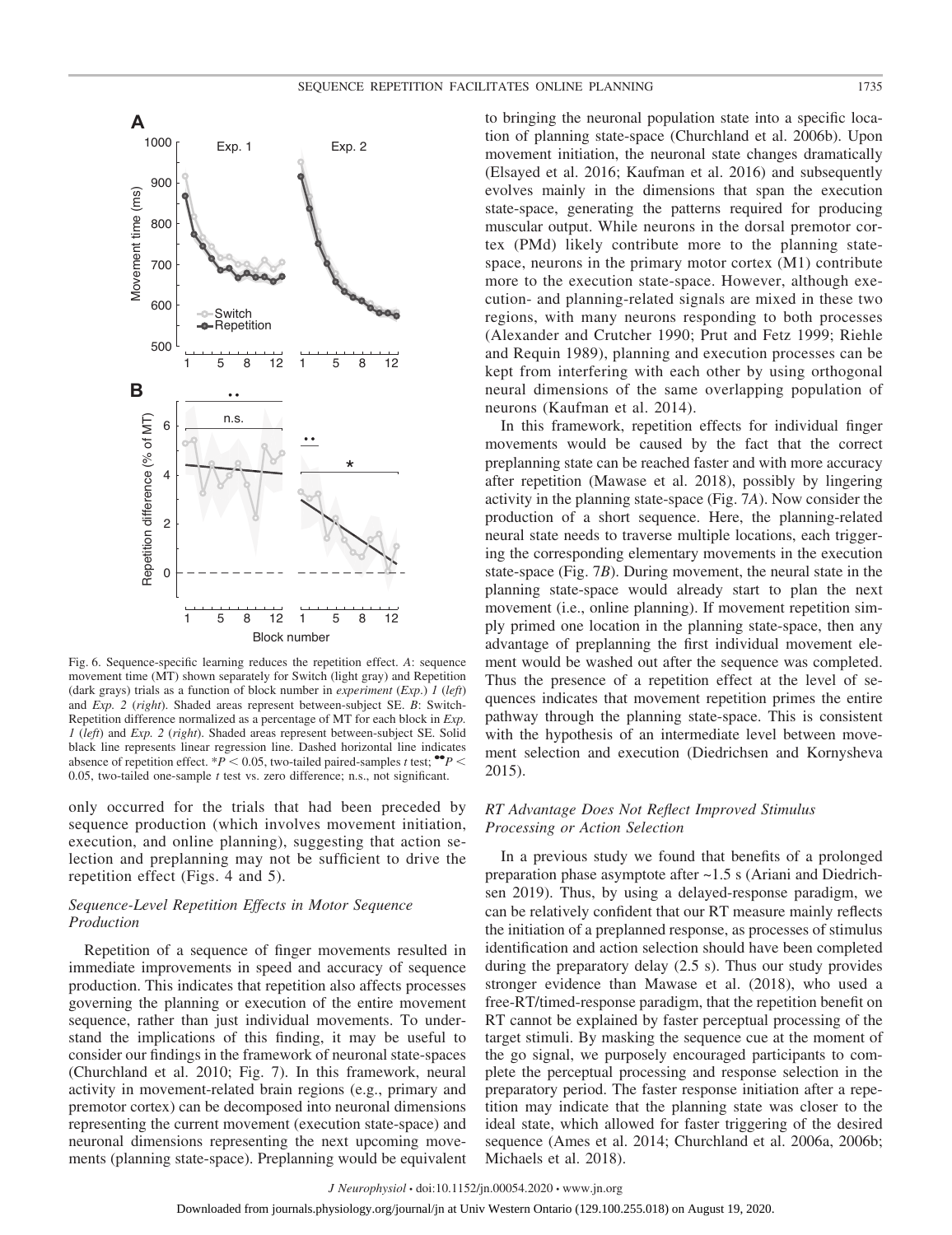Fig. 6. Sequence-specific learning reduces the repetition effect. *A*: sequence movement time (MT) shown separately for Switch (light gray) and Repetition (dark grays) trials as a function of block number in *experiment* (*Exp.*) *1* (*left*) and *Exp. 2* (*right*). Shaded areas represent between-subject SE. *B*: Switch-Repetition difference normalized as a percentage of MT for each block in *Exp. 1* (*left*) and *Exp. 2* (*right*). Shaded areas represent between-subject SE. Solid black line represents linear regression line. Dashed horizontal line indicates absence of repetition effect. $^{*}P < 0.05$, two-tailed paired-samples *t* test; $^{\bullet\bullet}P < 0.05$, two-tailed one-sample *t* test vs. zero difference; n.s., not significant.

only occurred for the trials that had been preceded by sequence production (which involves movement initiation, execution, and online planning), suggesting that action selection and preplanning may not be sufficient to drive the repetition effect (Figs. 4 and 5).

### *Sequence-Level Repetition Effects in Motor Sequence Production*

Repetition of a sequence of finger movements resulted in immediate improvements in speed and accuracy of sequence production. This indicates that repetition also affects processes governing the planning or execution of the entire movement sequence, rather than just individual movements. To understand the implications of this finding, it may be useful to consider our findings in the framework of neuronal state-spaces (Churchland et al. 2010; Fig. 7). In this framework, neural activity in movement-related brain regions (e.g., primary and premotor cortex) can be decomposed into neuronal dimensions representing the current movement (execution state-space) and neuronal dimensions representing the next upcoming movements (planning state-space). Preplanning would be equivalent to bringing the neuronal population state into a specific location of planning state-space (Churchland et al. 2006b). Upon movement initiation, the neuronal state changes dramatically (Elsayed et al. 2016; Kaufman et al. 2016) and subsequently evolves mainly in the dimensions that span the execution state-space, generating the patterns required for producing muscular output. While neurons in the dorsal premotor cortex (PMd) likely contribute more to the planning state-space, neurons in the primary motor cortex (M1) contribute more to the execution state-space. However, although execution- and planning-related signals are mixed in these two regions, with many neurons responding to both processes (Alexander and Crutcher 1990; Prut and Fetz 1999; Riehle and Requin 1989), planning and execution processes can be kept from interfering with each other by using orthogonal neural dimensions of the same overlapping population of neurons (Kaufman et al. 2014).

In this framework, repetition effects for individual finger movements would be caused by the fact that the correct preplanning state can be reached faster and with more accuracy after repetition (Mawase et al. 2018), possibly by lingering activity in the planning state-space (Fig. 7*A*). Now consider the production of a short sequence. Here, the planning-related neural state needs to traverse multiple locations, each triggering the corresponding elementary movements in the execution state-space (Fig. 7*B*). During movement, the neural state in the planning state-space would already start to plan the next movement (i.e., online planning). If movement repetition simply primed one location in the planning state-space, then any advantage of preplanning the first individual movement element would be washed out after the sequence was completed. Thus the presence of a repetition effect at the level of sequences indicates that movement repetition primes the entire pathway through the planning state-space. This is consistent with the hypothesis of an intermediate level between movement selection and execution (Diedrichsen and Kornysheva 2015).

### *RT Advantage Does Not Reflect Improved Stimulus Processing or Action Selection*

In a previous study we found that benefits of a prolonged preparation phase asymptote after ~1.5 s (Ariani and Diedrichsen 2019). Thus, by using a delayed-response paradigm, we can be relatively confident that our RT measure mainly reflects the initiation of a preplanned response, as processes of stimulus identification and action selection should have been completed during the preparatory delay (2.5 s). Thus our study provides stronger evidence than Mawase et al. (2018), who used a free-RT/timed-response paradigm, that the repetition benefit on RT cannot be explained by faster perceptual processing of the target stimuli. By masking the sequence cue at the moment of the go signal, we purposely encouraged participants to complete the perceptual processing and response selection in the preparatory period. The faster response initiation after a repetition may indicate that the planning state was closer to the ideal state, which allowed for faster triggering of the desired sequence (Ames et al. 2014; Churchland et al. 2006a, 2006b; Michaels et al. 2018).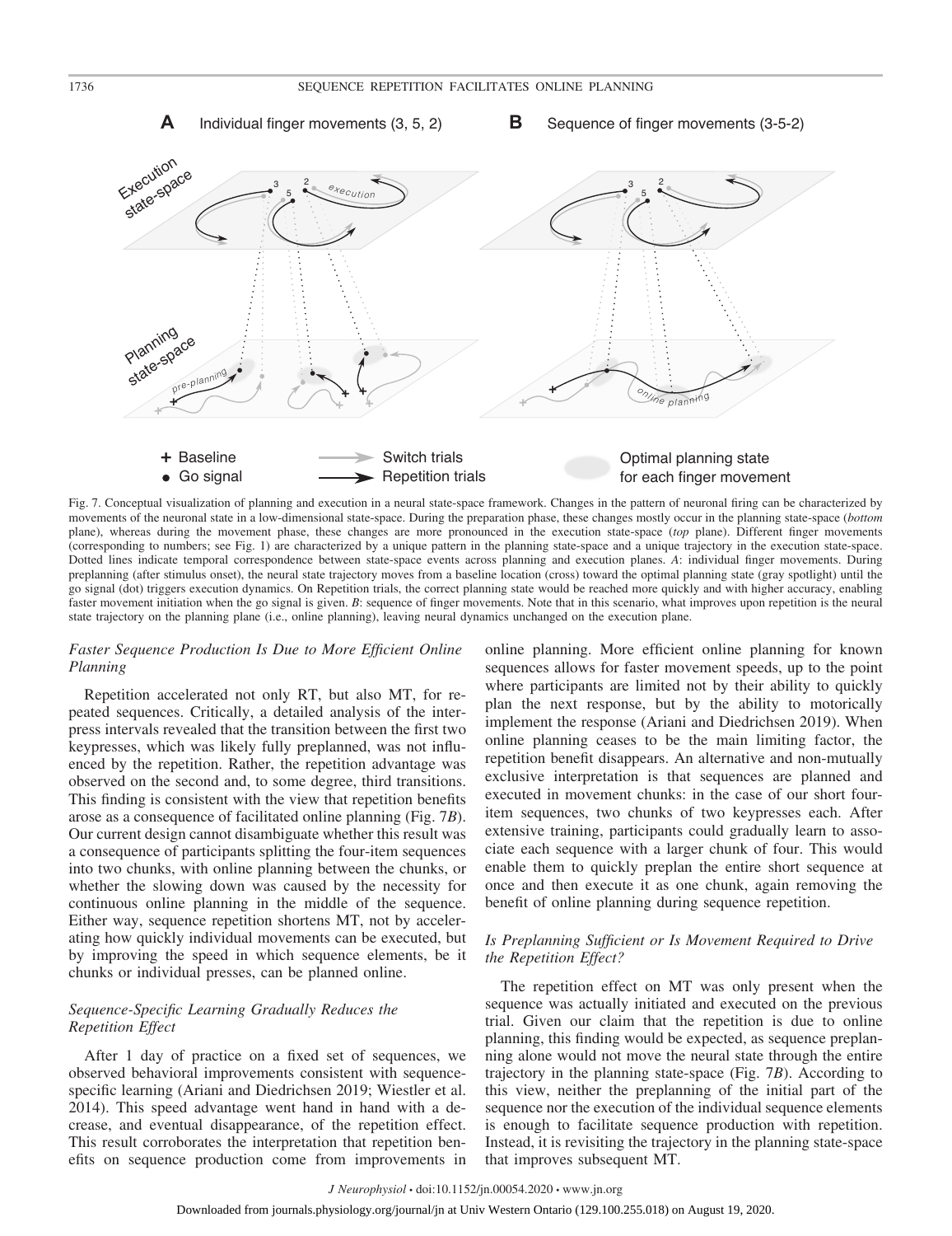Fig. 7. Conceptual visualization of planning and execution in a neural state-space framework. Changes in the pattern of neuronal firing can be characterized by movements of the neuronal state in a low-dimensional state-space. During the preparation phase, these changes mostly occur in the planning state-space (*bottom* plane), whereas during the movement phase, these changes are more pronounced in the execution state-space (*top* plane). Different finger movements (corresponding to numbers; see Fig. 1) are characterized by a unique pattern in the planning state-space and a unique trajectory in the execution state-space. Dotted lines indicate temporal correspondence between state-space events across planning and execution planes. *A*: individual finger movements. During preplanning (after stimulus onset), the neural state trajectory moves from a baseline location (cross) toward the optimal planning state (gray spotlight) until the go signal (dot) triggers execution dynamics. On Repetition trials, the correct planning state would be reached more quickly and with higher accuracy, enabling faster movement initiation when the go signal is given. *B*: sequence of finger movements. Note that in this scenario, what improves upon repetition is the neural state trajectory on the planning plane (i.e., online planning), leaving neural dynamics unchanged on the execution plane.

### *Faster Sequence Production Is Due to More Efficient Online Planning*

Repetition accelerated not only RT, but also MT, for repeated sequences. Critically, a detailed analysis of the interpress intervals revealed that the transition between the first two keypresses, which was likely fully preplanned, was not influenced by the repetition. Rather, the repetition advantage was observed on the second and, to some degree, third transitions. This finding is consistent with the view that repetition benefits arose as a consequence of facilitated online planning (Fig. 7*B*). Our current design cannot disambiguate whether this result was a consequence of participants splitting the four-item sequences into two chunks, with online planning between the chunks, or whether the slowing down was caused by the necessity for continuous online planning in the middle of the sequence. Either way, sequence repetition shortens MT, not by accelerating how quickly individual movements can be executed, but by improving the speed in which sequence elements, be it chunks or individual presses, can be planned online.

### *Sequence-Specific Learning Gradually Reduces the Repetition Effect*

After 1 day of practice on a fixed set of sequences, we observed behavioral improvements consistent with sequence-specific learning (Ariani and Diedrichsen 2019; Wiestler et al. 2014). This speed advantage went hand in hand with a decrease, and eventual disappearance, of the repetition effect. This result corroborates the interpretation that repetition benefits on sequence production come from improvements in online planning. More efficient online planning for known sequences allows for faster movement speeds, up to the point where participants are limited not by their ability to quickly plan the next response, but by the ability to motorically implement the response (Ariani and Diedrichsen 2019). When online planning ceases to be the main limiting factor, the repetition benefit disappears. An alternative and non-mutually exclusive interpretation is that sequences are planned and executed in movement chunks: in the case of our short four-item sequences, two chunks of two keypresses each. After extensive training, participants could gradually learn to associate each sequence with a larger chunk of four. This would enable them to quickly preplan the entire short sequence at once and then execute it as one chunk, again removing the benefit of online planning during sequence repetition.

### *Is Preplanning Sufficient or Is Movement Required to Drive the Repetition Effect?*

The repetition effect on MT was only present when the sequence was actually initiated and executed on the previous trial. Given our claim that the repetition is due to online planning, this finding would be expected, as sequence preplanning alone would not move the neural state through the entire trajectory in the planning state-space (Fig. 7*B*). According to this view, neither the preplanning of the initial part of the sequence nor the execution of the individual sequence elements is enough to facilitate sequence production with repetition. Instead, it is revisiting the trajectory in the planning state-space that improves subsequent MT.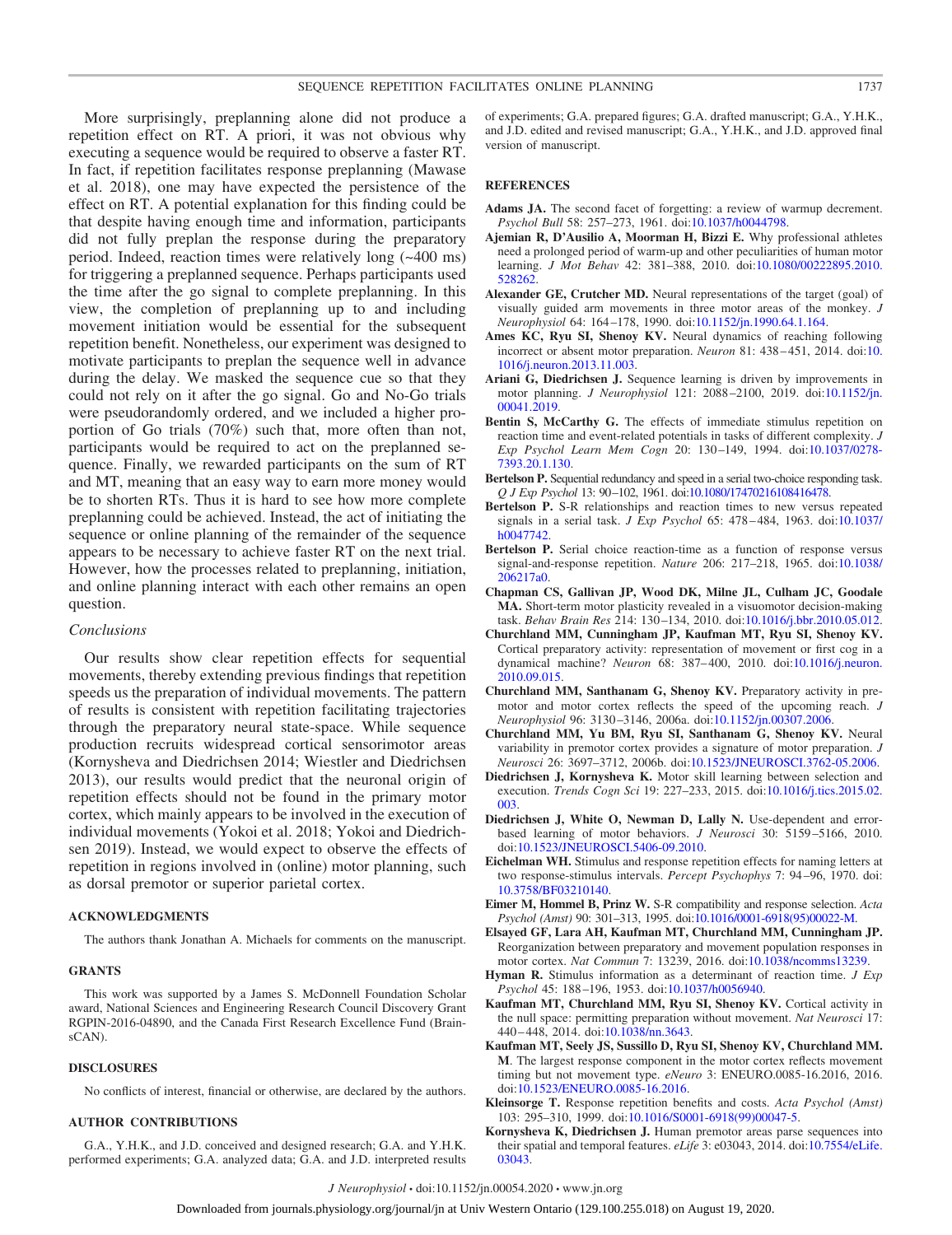More surprisingly, preplanning alone did not produce a repetition effect on RT. A priori, it was not obvious why executing a sequence would be required to observe a faster RT. In fact, if repetition facilitates response preplanning (Mawase et al. 2018), one may have expected the persistence of the effect on RT. A potential explanation for this finding could be that despite having enough time and information, participants did not fully preplan the response during the preparatory period. Indeed, reaction times were relatively long (~400 ms) for triggering a preplanned sequence. Perhaps participants used the time after the go signal to complete preplanning. In this view, the completion of preplanning up to and including movement initiation would be essential for the subsequent repetition benefit. Nonetheless, our experiment was designed to motivate participants to preplan the sequence well in advance during the delay. We masked the sequence cue so that they could not rely on it after the go signal. Go and No-Go trials were pseudorandomly ordered, and we included a higher proportion of Go trials (70%) such that, more often than not, participants would be required to act on the preplanned sequence. Finally, we rewarded participants on the sum of RT and MT, meaning that an easy way to earn more money would be to shorten RTs. Thus it is hard to see how more complete preplanning could be achieved. Instead, the act of initiating the sequence or online planning of the remainder of the sequence appears to be necessary to achieve faster RT on the next trial. However, how the processes related to preplanning, initiation, and online planning interact with each other remains an open question.

### *Conclusions*

Our results show clear repetition effects for sequential movements, thereby extending previous findings that repetition speeds us the preparation of individual movements. The pattern of results is consistent with repetition facilitating trajectories through the preparatory neural state-space. While sequence production recruits widespread cortical sensorimotor areas (Kornysheva and Diedrichsen 2014; Wiestler and Diedrichsen 2013), our results would predict that the neuronal origin of repetition effects should not be found in the primary motor cortex, which mainly appears to be involved in the execution of individual movements (Yokoi et al. 2018; Yokoi and Diedrichsen 2019). Instead, we would expect to observe the effects of repetition in regions involved in (online) motor planning, such as dorsal premotor or superior parietal cortex.

## ACKNOWLEDGMENTS

The authors thank Jonathan A. Michaels for comments on the manuscript.

## GRANTS

This work was supported by a James S. McDonnell Foundation Scholar award, National Sciences and Engineering Research Council Discovery Grant RGPIN-2016-04890, and the Canada First Research Excellence Fund (BrainsCAN).

## DISCLOSURES

No conflicts of interest, financial or otherwise, are declared by the authors.

## AUTHOR CONTRIBUTIONS

G.A., Y.H.K., and J.D. conceived and designed research; G.A. and Y.H.K. performed experiments; G.A. analyzed data; G.A. and J.D. interpreted results of experiments; G.A. prepared figures; G.A. drafted manuscript; G.A., Y.H.K., and J.D. edited and revised manuscript; G.A., Y.H.K., and J.D. approved final version of manuscript.

## REFERENCES

**Adams JA.** The second facet of forgetting: a review of warmup decrement. *Psychol Bull* 58: 257–273, 1961. doi:10.1037/h0044798.

**Ajemian R, D'Ausilio A, Moorman H, Bizzi E.** Why professional athletes need a prolonged period of warm-up and other peculiarities of human motor learning. *J Mot Behav* 42: 381–388, 2010. doi:10.1080/00222895.2010.528262.

**Alexander GE, Crutcher MD.** Neural representations of the target (goal) of visually guided arm movements in three motor areas of the monkey. *J Neurophysiol* 64: 164–178, 1990. doi:10.1152/jn.1990.64.1.164.

**Ames KC, Ryu SI, Shenoy KV.** Neural dynamics of reaching following incorrect or absent motor preparation. *Neuron* 81: 438–451, 2014. doi:10.1016/j.neuron.2013.11.003.

**Ariani G, Diedrichsen J.** Sequence learning is driven by improvements in motor planning. *J Neurophysiol* 121: 2088–2100, 2019. doi:10.1152/jn.00041.2019.

**Bentin S, McCarthy G.** The effects of immediate stimulus repetition on reaction time and event-related potentials in tasks of different complexity. *J Exp Psychol Learn Mem Cogn* 20: 130–149, 1994. doi:10.1037/0278-7393.20.1.130.

**Bertelson P.** Sequential redundancy and speed in a serial two-choice responding task. *Q J Exp Psychol* 13: 90–102, 1961. doi:10.1080/17470216108416478.

**Bertelson P.** S-R relationships and reaction times to new versus repeated signals in a serial task. *J Exp Psychol* 65: 478–484, 1963. doi:10.1037/h0047742.

**Bertelson P.** Serial choice reaction-time as a function of response versus signal-and-response repetition. *Nature* 206: 217–218, 1965. doi:10.1038/206217a0.

**Chapman CS, Gallivan JP, Wood DK, Milne JL, Culham JC, Goodale MA.** Short-term motor plasticity revealed in a visuomotor decision-making task. *Behav Brain Res* 214: 130–134, 2010. doi:10.1016/j.bbr.2010.05.012.

**Churchland MM, Cunningham JP, Kaufman MT, Ryu SI, Shenoy KV.** Cortical preparatory activity: representation of movement or first cog in a dynamical machine? *Neuron* 68: 387–400, 2010. doi:10.1016/j.neuron.2010.09.015.

**Churchland MM, Santhanam G, Shenoy KV.** Preparatory activity in premotor and motor cortex reflects the speed of the upcoming reach. *J Neurophysiol* 96: 3130–3146, 2006a. doi:10.1152/jn.00307.2006.

**Churchland MM, Yu BM, Ryu SI, Santhanam G, Shenoy KV.** Neural variability in premotor cortex provides a signature of motor preparation. *J Neurosci* 26: 3697–3712, 2006b. doi:10.1523/JNEUROSCI.3762-05.2006.

**Diedrichsen J, Kornysheva K.** Motor skill learning between selection and execution. *Trends Cogn Sci* 19: 227–233, 2015. doi:10.1016/j.tics.2015.02.003.

**Diedrichsen J, White O, Newman D, Lally N.** Use-dependent and error-based learning of motor behaviors. *J Neurosci* 30: 5159–5166, 2010. doi:10.1523/JNEUROSCI.5406-09.2010.

**Eichelman WH.** Stimulus and response repetition effects for naming letters at two response-stimulus intervals. *Percept Psychophys* 7: 94–96, 1970. doi:10.3758/BF03210140.

**Eimer M, Hommel B, Prinz W.** S-R compatibility and response selection. *Acta Psychol (Amst)* 90: 301–313, 1995. doi:10.1016/0001-6918(95)00022-M.

**Elsayed GF, Lara AH, Kaufman MT, Churchland MM, Cunningham JP.** Reorganization between preparatory and movement population responses in motor cortex. *Nat Commun* 7: 13239, 2016. doi:10.1038/ncomms13239.

**Hyman R.** Stimulus information as a determinant of reaction time. *J Exp Psychol* 45: 188–196, 1953. doi:10.1037/h0056940.

**Kaufman MT, Churchland MM, Ryu SI, Shenoy KV.** Cortical activity in the null space: permitting preparation without movement. *Nat Neurosci* 17: 440–448, 2014. doi:10.1038/nn.3643.

**Kaufman MT, Seely JS, Sussillo D, Ryu SI, Shenoy KV, Churchland MM.** The largest response component in the motor cortex reflects movement timing but not movement type. *eNeuro* 3: ENEURO.0085-16.2016, 2016. doi:10.1523/ENEURO.0085-16.2016.

**Kleinsorge T.** Response repetition benefits and costs. *Acta Psychol (Amst)* 103: 295–310, 1999. doi:10.1016/S0001-6918(99)00047-5.

**Kornysheva K, Diedrichsen J.** Human premotor areas parse sequences into their spatial and temporal features. *eLife* 3: e03043, 2014. doi:10.7554/eLife.03043.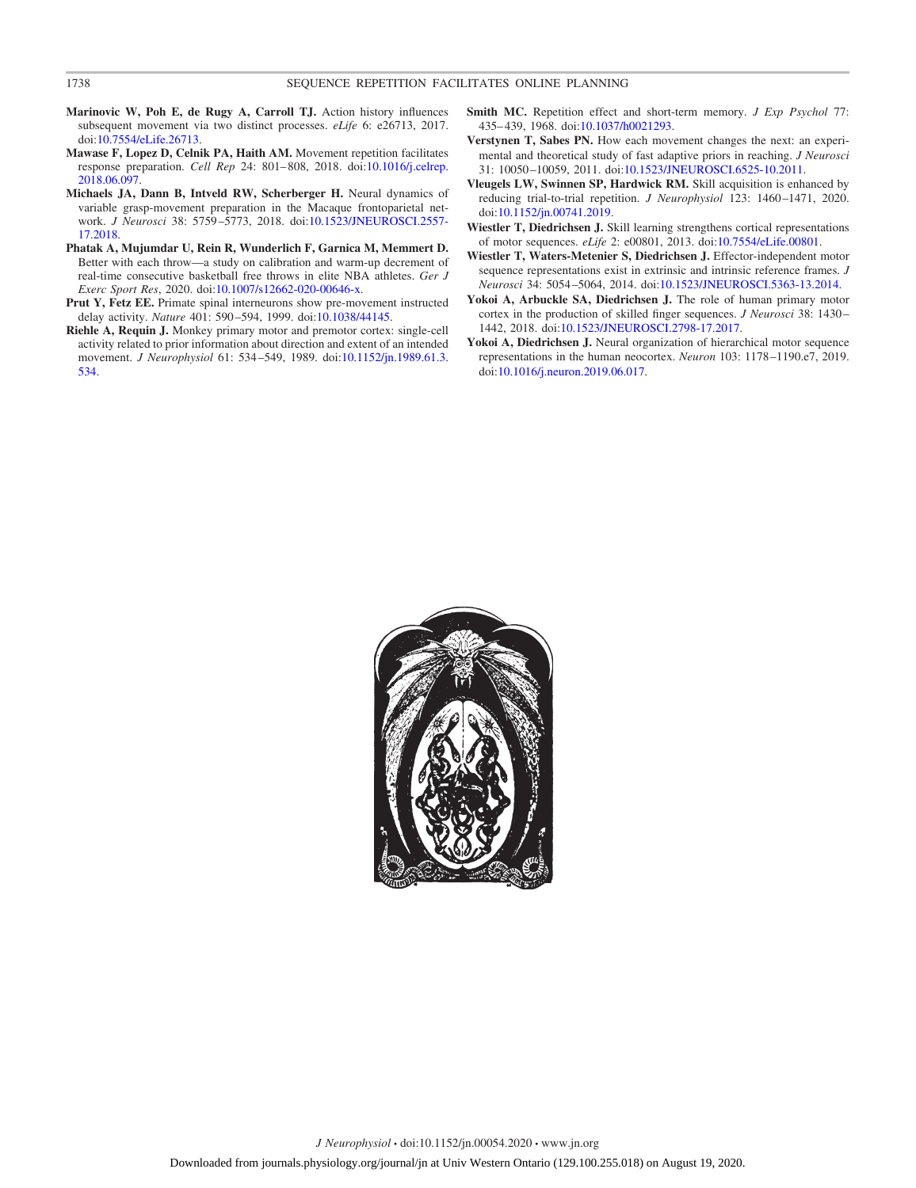**Marinovic W, Poh E, de Rugy A, Carroll TJ.** Action history influences subsequent movement via two distinct processes. *eLife* 6: e26713, 2017. doi:10.7554/eLife.26713.

**Mawase F, Lopez D, Celnik PA, Haith AM.** Movement repetition facilitates response preparation. *Cell Rep* 24: 801–808, 2018. doi:10.1016/j.celrep.2018.06.097.

**Michaels JA, Dann B, Intveld RW, Scherberger H.** Neural dynamics of variable grasp-movement preparation in the Macaque frontoparietal network. *J Neurosci* 38: 5759–5773, 2018. doi:10.1523/JNEUROSCI.2557-17.2018.

**Phatak A, Mujumdar U, Rein R, Wunderlich F, Garnica M, Memmert D.** Better with each throw—a study on calibration and warm-up decrement of real-time consecutive basketball free throws in elite NBA athletes. *Ger J Exerc Sport Res*, 2020. doi:10.1007/s12662-020-00646-x.

**Prut Y, Fetz EE.** Primate spinal interneurons show pre-movement instructed delay activity. *Nature* 401: 590–594, 1999. doi:10.1038/44145.

**Riehle A, Requin J.** Monkey primary motor and premotor cortex: single-cell activity related to prior information about direction and extent of an intended movement. *J Neurophysiol* 61: 534–549, 1989. doi:10.1152/jn.1989.61.3.534.

**Smith MC.** Repetition effect and short-term memory. *J Exp Psychol* 77: 435–439, 1968. doi:10.1037/h0021293.

**Verstynen T, Sabes PN.** How each movement changes the next: an experimental and theoretical study of fast adaptive priors in reaching. *J Neurosci* 31: 10050–10059, 2011. doi:10.1523/JNEUROSCI.6525-10.2011.

**Vleugels LW, Swinnen SP, Hardwick RM.** Skill acquisition is enhanced by reducing trial-to-trial repetition. *J Neurophysiol* 123: 1460–1471, 2020. doi:10.1152/jn.00741.2019.

**Wiestler T, Diedrichsen J.** Skill learning strengthens cortical representations of motor sequences. *eLife* 2: e00801, 2013. doi:10.7554/eLife.00801.

**Wiestler T, Waters-Metenier S, Diedrichsen J.** Effector-independent motor sequence representations exist in extrinsic and intrinsic reference frames. *J Neurosci* 34: 5054–5064, 2014. doi:10.1523/JNEUROSCI.5363-13.2014.

**Yokoi A, Arbuckle SA, Diedrichsen J.** The role of human primary motor cortex in the production of skilled finger sequences. *J Neurosci* 38: 1430–1442, 2018. doi:10.1523/JNEUROSCI.2798-17.2017.

**Yokoi A, Diedrichsen J.** Neural organization of hierarchical motor sequence representations in the human neocortex. *Neuron* 103: 1178–1190.e7, 2019. doi:10.1016/j.neuron.2019.06.017.